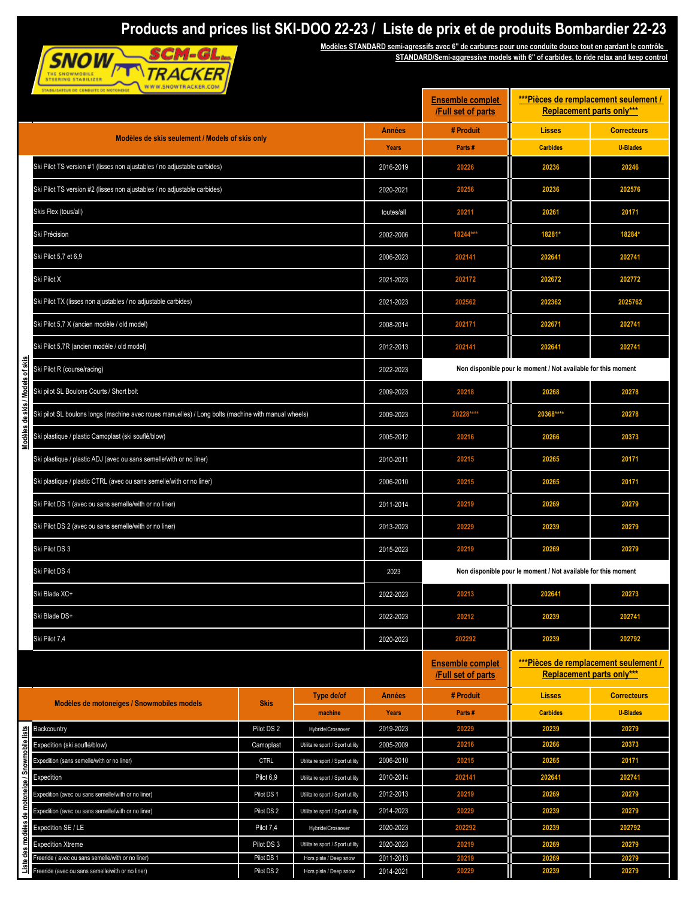# Products and prices list SKI-DOO 22-23 / Liste de prix et de produits Bombardier 22-23

SNOW TRACKER — SCM-GL Inc. — The Snowmobile Steering Stabilizer — Stabilisateur de conduite de motoneige — www.snowtracker.com

**Modèles STANDARD semi-agressifs avec 6" de carbures pour une conduite douce tout en gardant le contrôle**
**STANDARD/Semi-aggressive models with 6" of carbides, to ride relax and keep control**

## Modèles de skis / Models of skis

| Modèles de skis seulement / Models of skis only | Années / Years | Ensemble complet /Full set of parts — # Produit / Parts # | ***Pièces de remplacement seulement / Replacement parts only*** — Lisses / Carbides | Correcteurs / U-Blades |
|---|---|---|---|---|
| Ski Pilot TS version #1 (lisses non ajustables / no adjustable carbides) | 2016-2019 | 20226 | 20236 | 20246 |
| Ski Pilot TS version #2 (lisses non ajustables / no adjustable carbides) | 2020-2021 | 20256 | 20236 | 202576 |
| Skis Flex (tous/all) | toutes/all | 20211 | 20261 | 20171 |
| Ski Précision | 2002-2006 | 18244*** | 18281* | 18284* |
| Ski Pilot 5,7 et 6,9 | 2006-2023 | 202141 | 202641 | 202741 |
| Ski Pilot X | 2021-2023 | 202172 | 202672 | 202772 |
| Ski Pilot TX (lisses non ajustables / no adjustable carbides) | 2021-2023 | 202562 | 202362 | 2025762 |
| Ski Pilot 5,7 X (ancien modèle / old model) | 2008-2014 | 202171 | 202671 | 202741 |
| Ski Pilot 5,7R (ancien modèle / old model) | 2012-2013 | 202141 | 202641 | 202741 |
| Ski Pilot R (course/racing) | 2022-2023 | Non disponible pour le moment / Not available for this moment | | |
| Ski pilot SL Boulons Courts / Short bolt | 2009-2023 | 20218 | 20268 | 20278 |
| Ski pilot SL boulons longs (machine avec roues manuelles) / Long bolts (machine with manual wheels) | 2009-2023 | 20228**** | 20368**** | 20278 |
| Ski plastique / plastic Camoplast (ski soufflé/blow) | 2005-2012 | 20216 | 20266 | 20373 |
| Ski plastique / plastic ADJ (avec ou sans semelle/with or no liner) | 2010-2011 | 20215 | 20265 | 20171 |
| Ski plastique / plastic CTRL (avec ou sans semelle/with or no liner) | 2006-2010 | 20215 | 20265 | 20171 |
| Ski Pilot DS 1 (avec ou sans semelle/with or no liner) | 2011-2014 | 20219 | 20269 | 20279 |
| Ski Pilot DS 2 (avec ou sans semelle/with or no liner) | 2013-2023 | 20229 | 20239 | 20279 |
| Ski Pilot DS 3 | 2015-2023 | 20219 | 20269 | 20279 |
| Ski Pilot DS 4 | 2023 | Non disponible pour le moment / Not available for this moment | | |
| Ski Blade XC+ | 2022-2023 | 20213 | 202641 | 20273 |
| Ski Blade DS+ | 2022-2023 | 20212 | 20239 | 202741 |
| Ski Pilot 7,4 | 2020-2023 | 202292 | 20239 | 202792 |

## Liste des modèles de motoneige / Snowmobile lists

| Modèles de motoneiges / Snowmobiles models | Skis | Type de/of machine | Années / Years | Ensemble complet /Full set of parts — # Produit / Parts # | ***Pièces de remplacement seulement / Replacement parts only*** — Lisses / Carbides | Correcteurs / U-Blades |
|---|---|---|---|---|---|---|
| Backcountry | Pilot DS 2 | Hybride/Crossover | 2019-2023 | 20229 | 20239 | 20279 |
| Expedition (ski soufflé/blow) | Camoplast | Utilitaire sport / Sport utility | 2005-2009 | 20216 | 20266 | 20373 |
| Expedition (sans semelle/with or no liner) | CTRL | Utilitaire sport / Sport utility | 2006-2010 | 20215 | 20265 | 20171 |
| Expedition | Pilot 6,9 | Utilitaire sport / Sport utility | 2010-2014 | 202141 | 202641 | 202741 |
| Expedition (avec ou sans semelle/with or no liner) | Pilot DS 1 | Utilitaire sport / Sport utility | 2012-2013 | 20219 | 20269 | 20279 |
| Expedition (avec ou sans semelle/with or no liner) | Pilot DS 2 | Utilitaire sport / Sport utility | 2014-2023 | 20229 | 20239 | 20279 |
| Expedition SE / LE | Pilot 7,4 | Hybride/Crossover | 2020-2023 | 202292 | 20239 | 202792 |
| Expedition Xtreme | Pilot DS 3 | Utilitaire sport / Sport utility | 2020-2023 | 20219 | 20269 | 20279 |
| Freeride ( avec ou sans semelle/with or no liner) | Pilot DS 1 | Hors piste / Deep snow | 2011-2013 | 20219 | 20269 | 20279 |
| Freeride (avec ou sans semelle/with or no liner) | Pilot DS 2 | Hors piste / Deep snow | 2014-2021 | 20229 | 20239 | 20279 |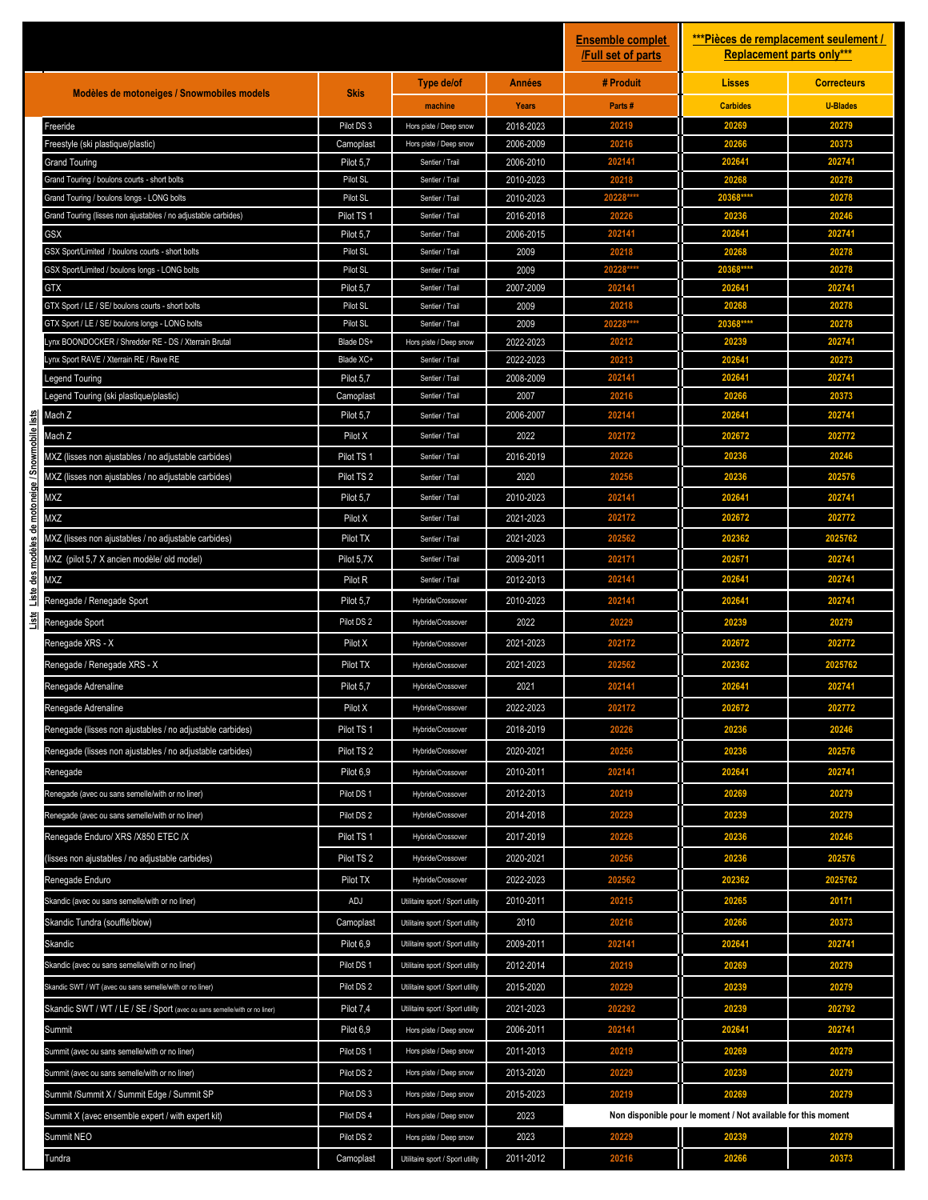| Modèles de motoneiges / Snowmobiles models | Skis | Type de/of machine | Années Years | Ensemble complet /Full set of parts # Produit Parts # | ***Pièces de remplacement seulement / Replacement parts only*** Lisses Carbides | Correcteurs U-Blades |
|---|---|---|---|---|---|---|
| Freeride | Pilot DS 3 | Hors piste / Deep snow | 2018-2023 | 20219 | 20269 | 20279 |
| Freestyle (ski plastique/plastic) | Camoplast | Hors piste / Deep snow | 2006-2009 | 20216 | 20266 | 20373 |
| Grand Touring | Pilot 5,7 | Sentier / Trail | 2006-2010 | 202141 | 202641 | 202741 |
| Grand Touring / boulons courts - short bolts | Pilot SL | Sentier / Trail | 2010-2023 | 20218 | 20268 | 20278 |
| Grand Touring / boulons longs - LONG bolts | Pilot SL | Sentier / Trail | 2010-2023 | 20228**** | 20368**** | 20278 |
| Grand Touring (lisses non ajustables / no adjustable carbides) | Pilot TS 1 | Sentier / Trail | 2016-2018 | 20226 | 20236 | 20246 |
| GSX | Pilot 5,7 | Sentier / Trail | 2006-2015 | 202141 | 202641 | 202741 |
| GSX Sport/Limited / boulons courts - short bolts | Pilot SL | Sentier / Trail | 2009 | 20218 | 20268 | 20278 |
| GSX Sport/Limited / boulons longs - LONG bolts | Pilot SL | Sentier / Trail | 2009 | 20228**** | 20368**** | 20278 |
| GTX | Pilot 5,7 | Sentier / Trail | 2007-2009 | 202141 | 202641 | 202741 |
| GTX Sport / LE / SE/ boulons courts - short bolts | Pilot SL | Sentier / Trail | 2009 | 20218 | 20268 | 20278 |
| GTX Sport / LE / SE/ boulons longs - LONG bolts | Pilot SL | Sentier / Trail | 2009 | 20228**** | 20368**** | 20278 |
| Lynx BOONDOCKER / Shredder RE - DS / Xterrain Brutal | Blade DS+ | Hors piste / Deep snow | 2022-2023 | 20212 | 20239 | 202741 |
| Lynx Sport RAVE / Xterrain RE / Rave RE | Blade XC+ | Sentier / Trail | 2022-2023 | 20213 | 202641 | 20273 |
| Legend Touring | Pilot 5,7 | Sentier / Trail | 2008-2009 | 202141 | 202641 | 202741 |
| Legend Touring (ski plastique/plastic) | Camoplast | Sentier / Trail | 2007 | 20216 | 20266 | 20373 |
| Mach Z | Pilot 5,7 | Sentier / Trail | 2006-2007 | 202141 | 202641 | 202741 |
| Mach Z | Pilot X | Sentier / Trail | 2022 | 202172 | 202672 | 202772 |
| MXZ (lisses non ajustables / no adjustable carbides) | Pilot TS 1 | Sentier / Trail | 2016-2019 | 20226 | 20236 | 20246 |
| MXZ (lisses non ajustables / no adjustable carbides) | Pilot TS 2 | Sentier / Trail | 2020 | 20256 | 20236 | 202576 |
| MXZ | Pilot 5,7 | Sentier / Trail | 2010-2023 | 202141 | 202641 | 202741 |
| MXZ | Pilot X | Sentier / Trail | 2021-2023 | 202172 | 202672 | 202772 |
| MXZ (lisses non ajustables / no adjustable carbides) | Pilot TX | Sentier / Trail | 2021-2023 | 202562 | 202362 | 2025762 |
| MXZ (pilot 5,7 X ancien modèle/ old model) | Pilot 5,7X | Sentier / Trail | 2009-2011 | 202171 | 202671 | 202741 |
| MXZ | Pilot R | Sentier / Trail | 2012-2013 | 202141 | 202641 | 202741 |
| Renegade / Renegade Sport | Pilot 5,7 | Hybride/Crossover | 2010-2023 | 202141 | 202641 | 202741 |
| Renegade Sport | Pilot DS 2 | Hybride/Crossover | 2022 | 20229 | 20239 | 20279 |
| Renegade XRS - X | Pilot X | Hybride/Crossover | 2021-2023 | 202172 | 202672 | 202772 |
| Renegade / Renegade XRS - X | Pilot TX | Hybride/Crossover | 2021-2023 | 202562 | 202362 | 2025762 |
| Renegade Adrenaline | Pilot 5,7 | Hybride/Crossover | 2021 | 202141 | 202641 | 202741 |
| Renegade Adrenaline | Pilot X | Hybride/Crossover | 2022-2023 | 202172 | 202672 | 202772 |
| Renegade (lisses non ajustables / no adjustable carbides) | Pilot TS 1 | Hybride/Crossover | 2018-2019 | 20226 | 20236 | 20246 |
| Renegade (lisses non ajustables / no adjustable carbides) | Pilot TS 2 | Hybride/Crossover | 2020-2021 | 20256 | 20236 | 202576 |
| Renegade | Pilot 6,9 | Hybride/Crossover | 2010-2011 | 202141 | 202641 | 202741 |
| Renegade (avec ou sans semelle/with or no liner) | Pilot DS 1 | Hybride/Crossover | 2012-2013 | 20219 | 20269 | 20279 |
| Renegade (avec ou sans semelle/with or no liner) | Pilot DS 2 | Hybride/Crossover | 2014-2018 | 20229 | 20239 | 20279 |
| Renegade Enduro/ XRS /X850 ETEC /X | Pilot TS 1 | Hybride/Crossover | 2017-2019 | 20226 | 20236 | 20246 |
| (lisses non ajustables / no adjustable carbides) | Pilot TS 2 | Hybride/Crossover | 2020-2021 | 20256 | 20236 | 202576 |
| Renegade Enduro | Pilot TX | Hybride/Crossover | 2022-2023 | 202562 | 202362 | 2025762 |
| Skandic (avec ou sans semelle/with or no liner) | ADJ | Utilitaire sport / Sport utility | 2010-2011 | 20215 | 20265 | 20171 |
| Skandic Tundra (soufflé/blow) | Camoplast | Utilitaire sport / Sport utility | 2010 | 20216 | 20266 | 20373 |
| Skandic | Pilot 6,9 | Utilitaire sport / Sport utility | 2009-2011 | 202141 | 202641 | 202741 |
| Skandic (avec ou sans semelle/with or no liner) | Pilot DS 1 | Utilitaire sport / Sport utility | 2012-2014 | 20219 | 20269 | 20279 |
| Skandic SWT / WT (avec ou sans semelle/with or no liner) | Pilot DS 2 | Utilitaire sport / Sport utility | 2015-2020 | 20229 | 20239 | 20279 |
| Skandic SWT / WT / LE / SE / Sport (avec ou sans semelle/with or no liner) | Pilot 7,4 | Utilitaire sport / Sport utility | 2021-2023 | 202292 | 20239 | 202792 |
| Summit | Pilot 6,9 | Hors piste / Deep snow | 2006-2011 | 202141 | 202641 | 202741 |
| Summit (avec ou sans semelle/with or no liner) | Pilot DS 1 | Hors piste / Deep snow | 2011-2013 | 20219 | 20269 | 20279 |
| Summit (avec ou sans semelle/with or no liner) | Pilot DS 2 | Hors piste / Deep snow | 2013-2020 | 20229 | 20239 | 20279 |
| Summit /Summit X / Summit Edge / Summit SP | Pilot DS 3 | Hors piste / Deep snow | 2015-2023 | 20219 | 20269 | 20279 |
| Summit X (avec ensemble expert / with expert kit) | Pilot DS 4 | Hors piste / Deep snow | 2023 | Non disponible pour le moment / Not available for this moment | | |
| Summit NEO | Pilot DS 2 | Hors piste / Deep snow | 2023 | 20229 | 20239 | 20279 |
| Tundra | Camoplast | Utilitaire sport / Sport utility | 2011-2012 | 20216 | 20266 | 20373 |

Liste Liste des modèles de motoneige / Snowmobile lists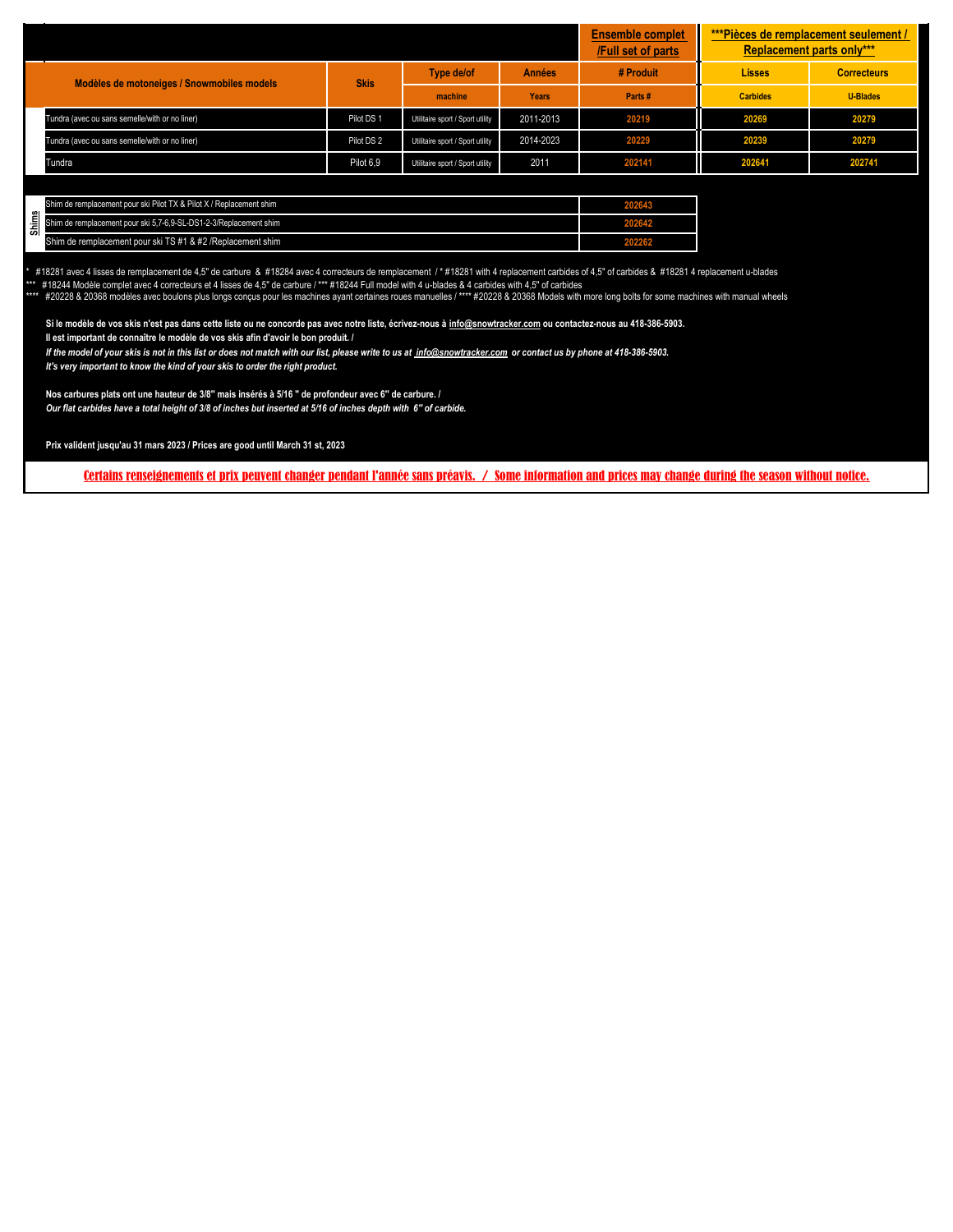| Modèles de motoneiges / Snowmobiles models | Skis | Type de/of machine | Années Years | Ensemble complet /Full set of parts # Produit Parts # | ***Pièces de remplacement seulement / Replacement parts only*** Lisses Carbides | Correcteurs U-Blades |
|---|---|---|---|---|---|---|
| Tundra (avec ou sans semelle/with or no liner) | Pilot DS 1 | Utilitaire sport / Sport utility | 2011-2013 | 20219 | 20269 | 20279 |
| Tundra (avec ou sans semelle/with or no liner) | Pilot DS 2 | Utilitaire sport / Sport utility | 2014-2023 | 20229 | 20239 | 20279 |
| Tundra | Pilot 6,9 | Utilitaire sport / Sport utility | 2011 | 202141 | 202641 | 202741 |

| Shims | | |
|---|---|---|
| | Shim de remplacement pour ski Pilot TX & Pilot X / Replacement shim | 202643 |
| | Shim de remplacement pour ski 5,7-6,9-SL-DS1-2-3/Replacement shim | 202642 |
| | Shim de remplacement pour ski TS #1 & #2 /Replacement shim | 202262 |

\* #18281 avec 4 lisses de remplacement de 4,5" de carbure & #18284 avec 4 correcteurs de remplacement / * #18281 with 4 replacement carbides of 4,5" of carbides & #18281 4 replacement u-blades

*** #18244 Modèle complet avec 4 correcteurs et 4 lisses de 4,5" de carbure / *** #18244 Full model with 4 u-blades & 4 carbides with 4,5" of carbides

**** #20228 & 20368 modèles avec boulons plus longs conçus pour les machines ayant certaines roues manuelles / **** #20228 & 20368 Models with more long bolts for some machines with manual wheels

**Si le modèle de vos skis n'est pas dans cette liste ou ne concorde pas avec notre liste, écrivez-nous à info@snowtracker.com ou contactez-nous au 418-386-5903.**
**Il est important de connaître le modèle de vos skis afin d'avoir le bon produit. /**
***If the model of your ski is not in this list or does not match with our list, please write to us at info@snowtracker.com or contact us by phone at 418-386-5903.***
***It's very important to know the kind of your skis to order the right product.***

**Nos carbures plats ont une hauteur de 3/8" mais insérés à 5/16 " de profondeur avec 6" de carbure. /**
***Our flat carbides have a total height of 3/8 of inches but inserted at 5/16 of inches depth with 6" of carbide.***

**Prix valident jusqu'au 31 mars 2023 / Prices are good until March 31 st, 2023**

**Certains renseignements et prix peuvent changer pendant l'année sans préavis. / Some information and prices may change during the season without notice.**